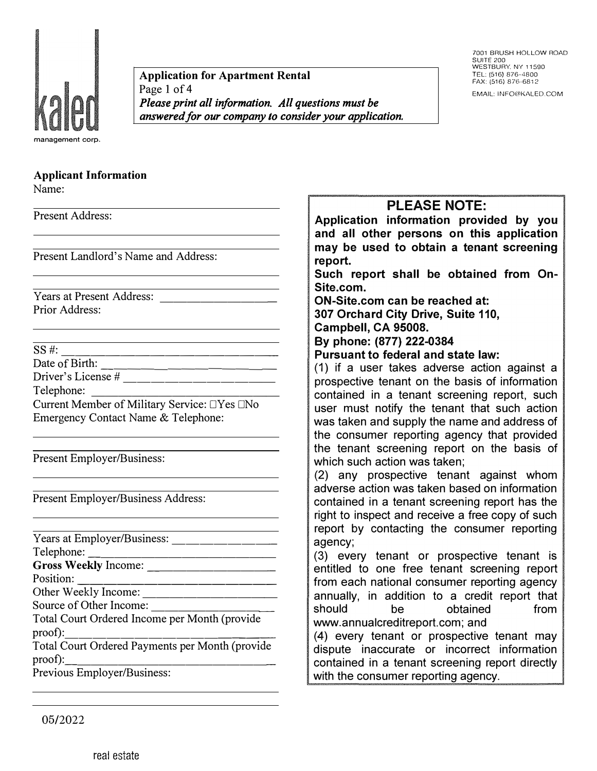kaled
management corp.

7001 BRUSH HOLLOW ROAD
SUITE 200
WESTBURY, NY 11590
TEL: (516) 876-4800
FAX: (516) 876-6812
EMAIL: INFO@KALED.COM

**Application for Apartment Rental**
Page 1 of 4
***Please print all information. All questions must be answered for our company to consider your application.***

## Applicant Information

Name: ______________________________

Present Address: ______________________________

______________________________

Present Landlord's Name and Address: ______________________________

______________________________

Years at Present Address: ____________________

Prior Address: ______________________________

______________________________

SS #: ______________________________

Date of Birth: ______________________________

Driver's License # ______________________________

Telephone: ______________________________

Current Member of Military Service: ☐Yes ☐No

Emergency Contact Name & Telephone: ______________________________

______________________________

Present Employer/Business: ______________________________

______________________________

Present Employer/Business Address: ______________________________

______________________________

Years at Employer/Business: ________________

Telephone: ______________________________

**Gross Weekly** Income: ____________________

Position: ______________________________

Other Weekly Income: ____________________

Source of Other Income: ____________________

Total Court Ordered Income per Month (provide proof): ______________________________

Total Court Ordered Payments per Month (provide proof): ______________________________

Previous Employer/Business: ______________________________

______________________________

**PLEASE NOTE:**

**Application information provided by you and all other persons on this application may be used to obtain a tenant screening report.**

**Such report shall be obtained from On-Site.com.**

**ON-Site.com can be reached at:**
**307 Orchard City Drive, Suite 110,**
**Campbell, CA 95008.**
**By phone: (877) 222-0384**

**Pursuant to federal and state law:**

(1) if a user takes adverse action against a prospective tenant on the basis of information contained in a tenant screening report, such user must notify the tenant that such action was taken and supply the name and address of the consumer reporting agency that provided the tenant screening report on the basis of which such action was taken;

(2) any prospective tenant against whom adverse action was taken based on information contained in a tenant screening report has the right to inspect and receive a free copy of such report by contacting the consumer reporting agency;

(3) every tenant or prospective tenant is entitled to one free tenant screening report from each national consumer reporting agency annually, in addition to a credit report that should be obtained from www.annualcreditreport.com; and

(4) every tenant or prospective tenant may dispute inaccurate or incorrect information contained in a tenant screening report directly with the consumer reporting agency.

05/2022

real estate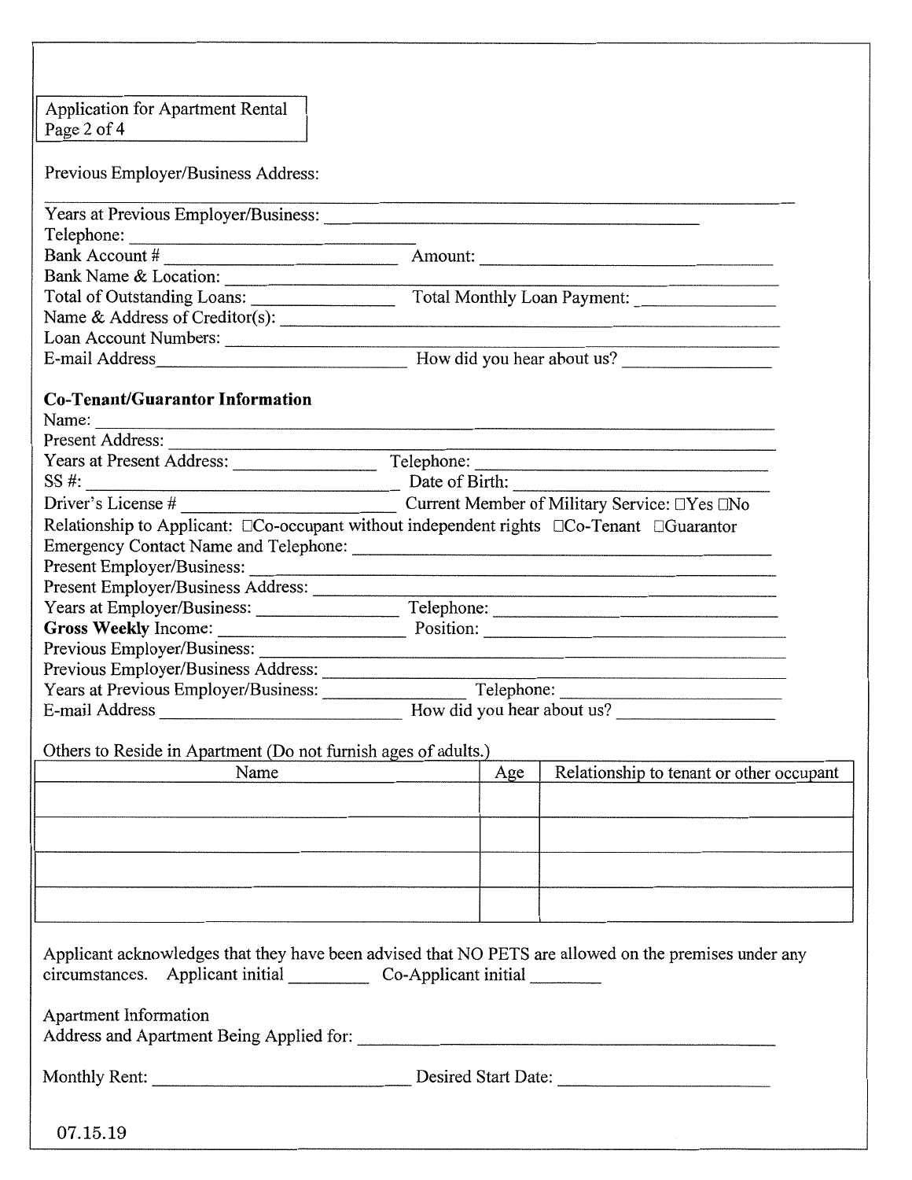Application for Apartment Rental
Page 2 of 4

Previous Employer/Business Address:

______________________________________________________________________

Years at Previous Employer/Business: ______________________________

Telephone: ______________________

Bank Account # ____________________ Amount: ______________________

Bank Name & Location: ______________________________________________

Total of Outstanding Loans: ____________ Total Monthly Loan Payment: ____________

Name & Address of Creditor(s): ______________________________________

Loan Account Numbers: ______________________________________________

E-mail Address______________________ How did you hear about us? ____________

**Co-Tenant/Guarantor Information**

Name: ______________________________________________________________

Present Address: ____________________________________________________

Years at Present Address: ____________ Telephone: ______________________

SS #: ____________________________ Date of Birth: ______________________

Driver's License # ____________________ Current Member of Military Service: ☐Yes ☐No

Relationship to Applicant: ☐Co-occupant without independent rights ☐Co-Tenant ☐Guarantor

Emergency Contact Name and Telephone: ______________________________________

Present Employer/Business: __________________________________________

Present Employer/Business Address: __________________________________

Years at Employer/Business: ____________ Telephone: ______________________

**Gross Weekly** Income: ________________ Position: ______________________

Previous Employer/Business: __________________________________________

Previous Employer/Business Address: __________________________________

Years at Previous Employer/Business: ____________ Telephone: ________________

E-mail Address ______________________ How did you hear about us? ____________

Others to Reside in Apartment (Do not furnish ages of adults.)

| Name | Age | Relationship to tenant or other occupant |
|---|---|---|
| | | |
| | | |
| | | |
| | | |

Applicant acknowledges that they have been advised that NO PETS are allowed on the premises under any circumstances. Applicant initial ________ Co-Applicant initial ________

Apartment Information

Address and Apartment Being Applied for: ______________________________________

Monthly Rent: ______________________ Desired Start Date: ______________________

07.15.19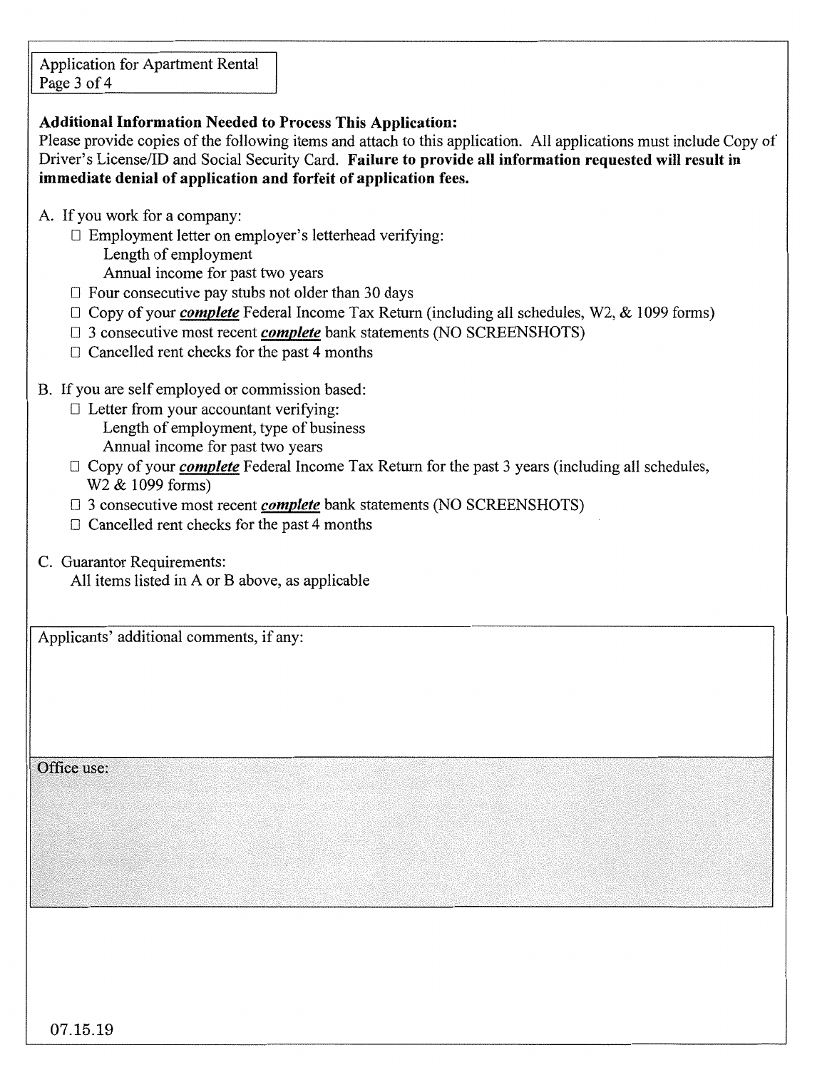Application for Apartment Rental
Page 3 of 4

**Additional Information Needed to Process This Application:**
Please provide copies of the following items and attach to this application. All applications must include Copy of Driver's License/ID and Social Security Card. **Failure to provide all information requested will result in immediate denial of application and forfeit of application fees.**

A. If you work for a company:
- ☐ Employment letter on employer's letterhead verifying:
  - Length of employment
  - Annual income for past two years
- ☐ Four consecutive pay stubs not older than 30 days
- ☐ Copy of your ***complete*** Federal Income Tax Return (including all schedules, W2, & 1099 forms)
- ☐ 3 consecutive most recent ***complete*** bank statements (NO SCREENSHOTS)
- ☐ Cancelled rent checks for the past 4 months

B. If you are self employed or commission based:
- ☐ Letter from your accountant verifying:
  - Length of employment, type of business
  - Annual income for past two years
- ☐ Copy of your ***complete*** Federal Income Tax Return for the past 3 years (including all schedules, W2 & 1099 forms)
- ☐ 3 consecutive most recent ***complete*** bank statements (NO SCREENSHOTS)
- ☐ Cancelled rent checks for the past 4 months

C. Guarantor Requirements:
All items listed in A or B above, as applicable

Applicants' additional comments, if any:

Office use:

07.15.19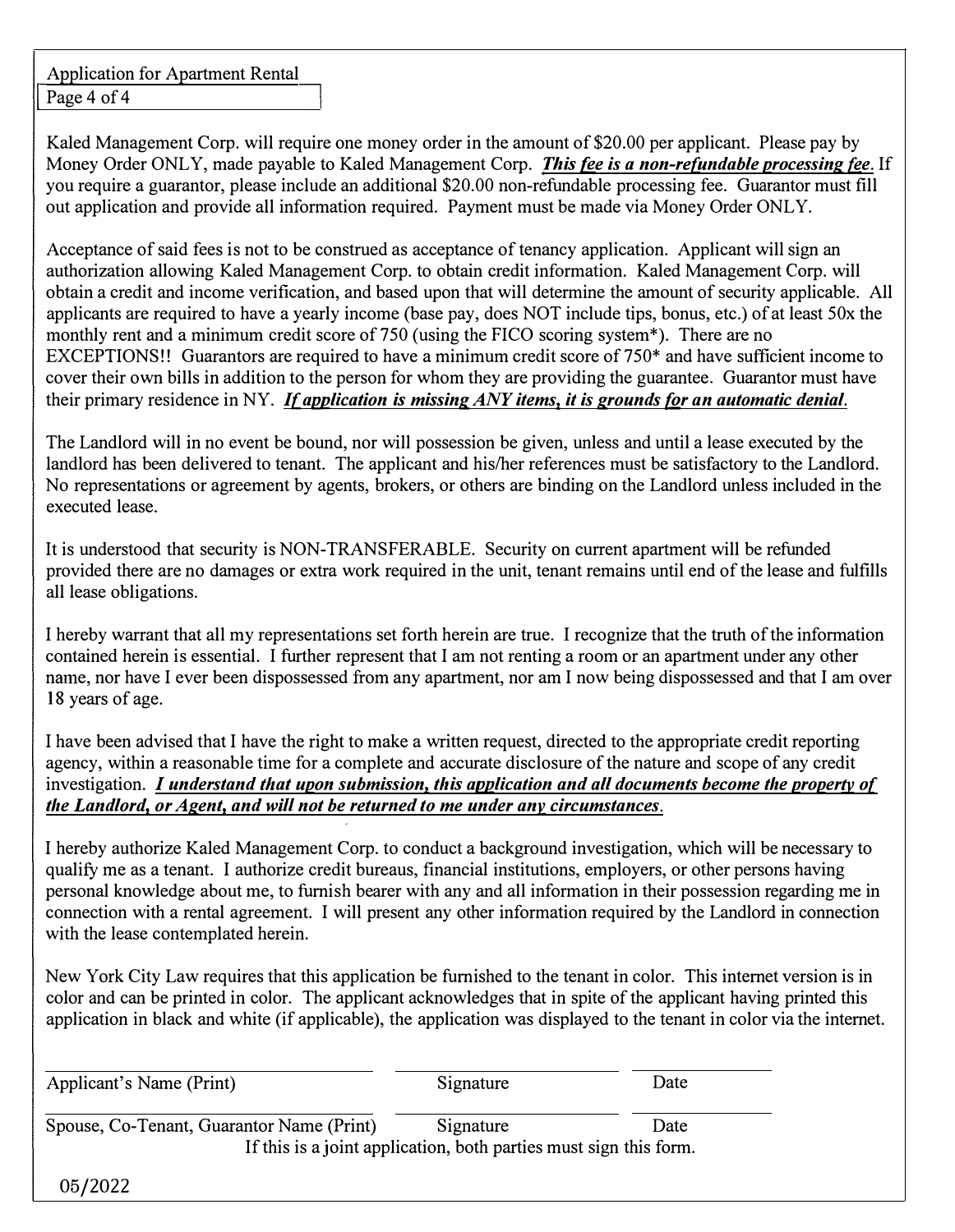Application for Apartment Rental

Kaled Management Corp. will require one money order in the amount of $20.00 per applicant. Please pay by Money Order ONLY, made payable to Kaled Management Corp. ***This fee is a non-refundable processing fee***. If you require a guarantor, please include an additional $20.00 non-refundable processing fee. Guarantor must fill out application and provide all information required. Payment must be made via Money Order ONLY.

Acceptance of said fees is not to be construed as acceptance of tenancy application. Applicant will sign an authorization allowing Kaled Management Corp. to obtain credit information. Kaled Management Corp. will obtain a credit and income verification, and based upon that will determine the amount of security applicable. All applicants are required to have a yearly income (base pay, does NOT include tips, bonus, etc.) of at least 50x the monthly rent and a minimum credit score of 750 (using the FICO scoring system*). There are no EXCEPTIONS!! Guarantors are required to have a minimum credit score of 750* and have sufficient income to cover their own bills in addition to the person for whom they are providing the guarantee. Guarantor must have their primary residence in NY. ***If application is missing ANY items, it is grounds for an automatic denial***.

The Landlord will in no event be bound, nor will possession be given, unless and until a lease executed by the landlord has been delivered to tenant. The applicant and his/her references must be satisfactory to the Landlord. No representations or agreement by agents, brokers, or others are binding on the Landlord unless included in the executed lease.

It is understood that security is NON-TRANSFERABLE. Security on current apartment will be refunded provided there are no damages or extra work required in the unit, tenant remains until end of the lease and fulfills all lease obligations.

I hereby warrant that all my representations set forth herein are true. I recognize that the truth of the information contained herein is essential. I further represent that I am not renting a room or an apartment under any other name, nor have I ever been dispossessed from any apartment, nor am I now being dispossessed and that I am over 18 years of age.

I have been advised that I have the right to make a written request, directed to the appropriate credit reporting agency, within a reasonable time for a complete and accurate disclosure of the nature and scope of any credit investigation. ***I understand that upon submission, this application and all documents become the property of the Landlord, or Agent, and will not be returned to me under any circumstances***.

I hereby authorize Kaled Management Corp. to conduct a background investigation, which will be necessary to qualify me as a tenant. I authorize credit bureaus, financial institutions, employers, or other persons having personal knowledge about me, to furnish bearer with any and all information in their possession regarding me in connection with a rental agreement. I will present any other information required by the Landlord in connection with the lease contemplated herein.

New York City Law requires that this application be furnished to the tenant in color. This internet version is in color and can be printed in color. The applicant acknowledges that in spite of the applicant having printed this application in black and white (if applicable), the application was displayed to the tenant in color via the internet.

| | | |
|---|---|---|
| Applicant's Name (Print) | Signature | Date |
| Spouse, Co-Tenant, Guarantor Name (Print) | Signature | Date |

If this is a joint application, both parties must sign this form.

05/2022